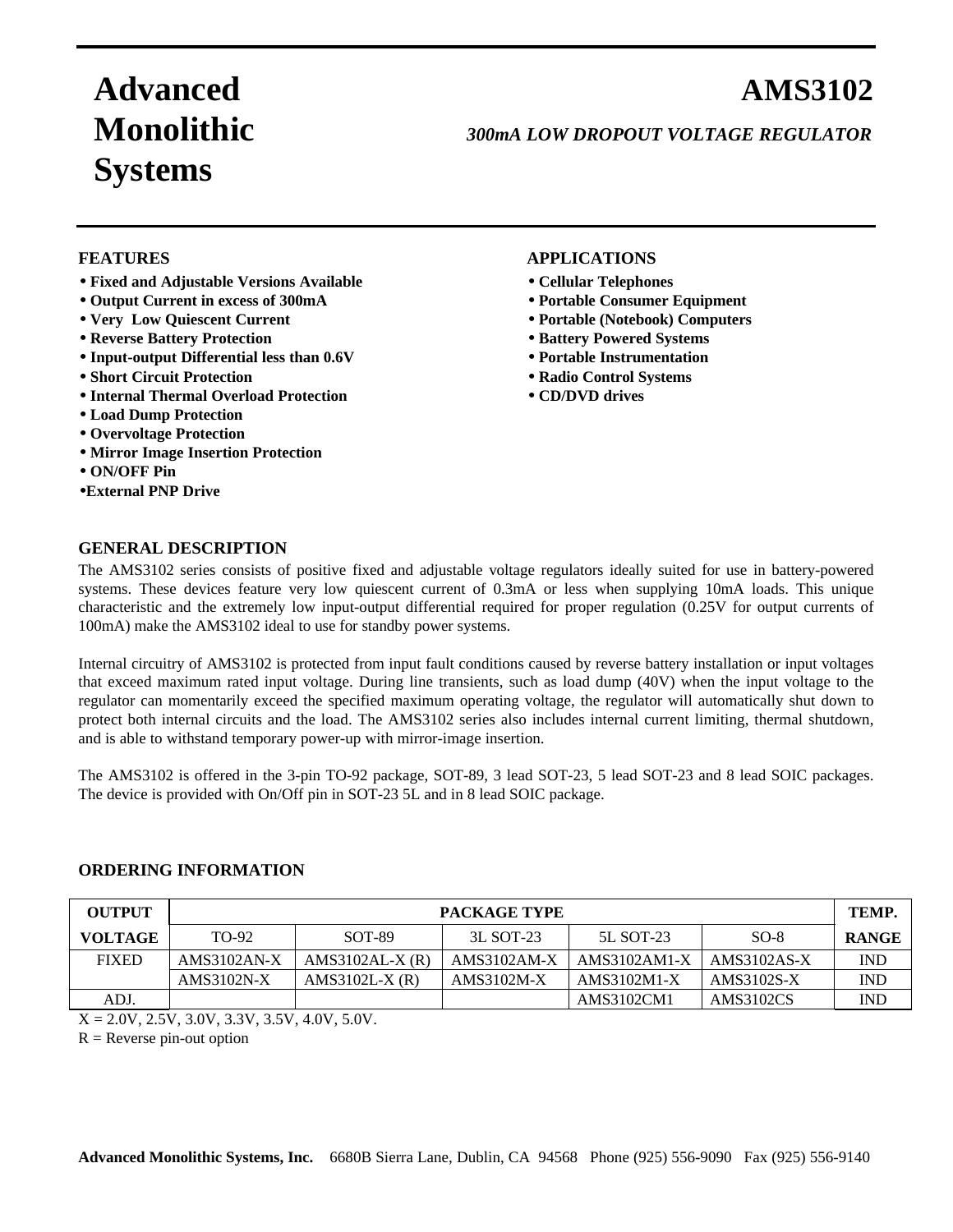# Advanced Monolithic Systems

# AMS3102

***300mA LOW DROPOUT VOLTAGE REGULATOR***

## FEATURES

- **Fixed and Adjustable Versions Available**
- **Output Current in excess of 300mA**
- **Very Low Quiescent Current**
- **Reverse Battery Protection**
- **Input-output Differential less than 0.6V**
- **Short Circuit Protection**
- **Internal Thermal Overload Protection**
- **Load Dump Protection**
- **Overvoltage Protection**
- **Mirror Image Insertion Protection**
- **ON/OFF Pin**
- **External PNP Drive**

## APPLICATIONS

- **Cellular Telephones**
- **Portable Consumer Equipment**
- **Portable (Notebook) Computers**
- **Battery Powered Systems**
- **Portable Instrumentation**
- **Radio Control Systems**
- **CD/DVD drives**

## GENERAL DESCRIPTION

The AMS3102 series consists of positive fixed and adjustable voltage regulators ideally suited for use in battery-powered systems. These devices feature very low quiescent current of 0.3mA or less when supplying 10mA loads. This unique characteristic and the extremely low input-output differential required for proper regulation (0.25V for output currents of 100mA) make the AMS3102 ideal to use for standby power systems.

Internal circuitry of AMS3102 is protected from input fault conditions caused by reverse battery installation or input voltages that exceed maximum rated input voltage. During line transients, such as load dump (40V) when the input voltage to the regulator can momentarily exceed the specified maximum operating voltage, the regulator will automatically shut down to protect both internal circuits and the load. The AMS3102 series also includes internal current limiting, thermal shutdown, and is able to withstand temporary power-up with mirror-image insertion.

The AMS3102 is offered in the 3-pin TO-92 package, SOT-89, 3 lead SOT-23, 5 lead SOT-23 and 8 lead SOIC packages. The device is provided with On/Off pin in SOT-23 5L and in 8 lead SOIC package.

## ORDERING INFORMATION

| OUTPUT | PACKAGE TYPE | | | | | TEMP. |
|---|---|---|---|---|---|---|
| VOLTAGE | TO-92 | SOT-89 | 3L SOT-23 | 5L SOT-23 | SO-8 | RANGE |
| FIXED | AMS3102AN-X | AMS3102AL-X (R) | AMS3102AM-X | AMS3102AM1-X | AMS3102AS-X | IND |
| | AMS3102N-X | AMS3102L-X (R) | AMS3102M-X | AMS3102M1-X | AMS3102S-X | IND |
| ADJ. | | | | AMS3102CM1 | AMS3102CS | IND |

X = 2.0V, 2.5V, 3.0V, 3.3V, 3.5V, 4.0V, 5.0V.

R = Reverse pin-out option

**Advanced Monolithic Systems, Inc.** 6680B Sierra Lane, Dublin, CA 94568 Phone (925) 556-9090 Fax (925) 556-9140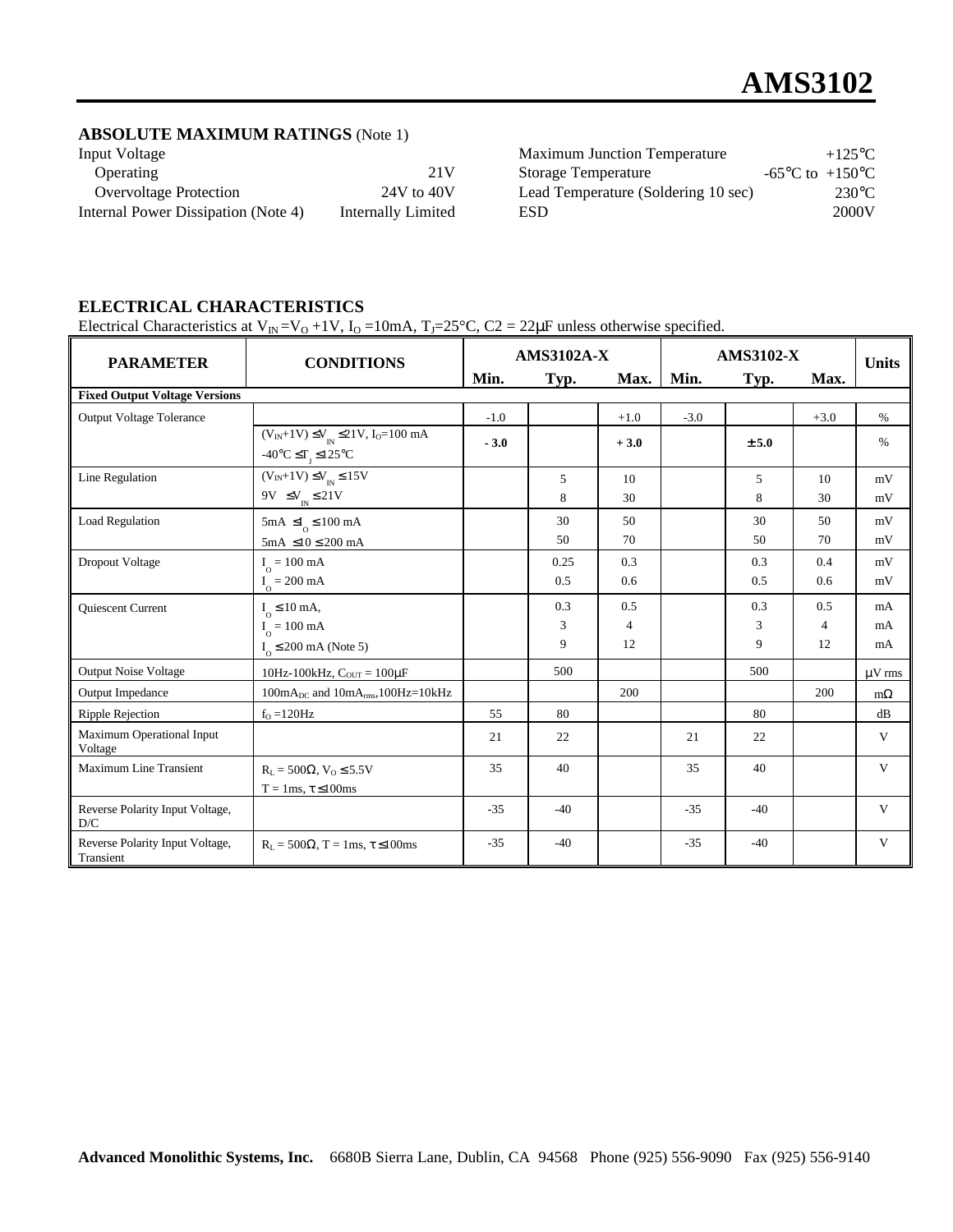## ABSOLUTE MAXIMUM RATINGS (Note 1)

| | |
|---|---|
| Input Voltage | |
| Operating | 21V |
| Overvoltage Protection | 24V to 40V |
| Internal Power Dissipation (Note 4) | Internally Limited |
| Maximum Junction Temperature | +125°C |
| Storage Temperature | -65°C to +150°C |
| Lead Temperature (Soldering 10 sec) | 230°C |
| ESD | 2000V |

## ELECTRICAL CHARACTERISTICS

Electrical Characteristics at $V_{IN} = V_O + 1V$, $I_O = 10mA$, $T_J = 25°C$, C2 = 22μF unless otherwise specified.

| PARAMETER | CONDITIONS | AMS3102A-X | | | AMS3102-X | | | Units |
|---|---|---|---|---|---|---|---|---|
| | | Min. | Typ. | Max. | Min. | Typ. | Max. | |
| **Fixed Output Voltage Versions** | | | | | | | | |
| Output Voltage Tolerance | | -1.0 | | +1.0 | -3.0 | | +3.0 | % |
| | $(V_{IN}+1V) \le V_{IN} \le 21V$, $I_O$=100 mA<br>$-40°C \le T_J \le 125°C$ | - 3.0 | | + 3.0 | | ± 5.0 | | % |
| Line Regulation | $(V_{IN}+1V) \le V_{IN} \le 15V$<br>$9V \le V_{IN} \le 21V$ | | 5<br>8 | 10<br>30 | | 5<br>8 | 10<br>30 | mV<br>mV |
| Load Regulation | $5mA \le I_O \le 100$ mA<br>$5mA \le I0 \le 200$ mA | | 30<br>50 | 50<br>70 | | 30<br>50 | 50<br>70 | mV<br>mV |
| Dropout Voltage | $I_O$ = 100 mA<br>$I_O$ = 200 mA | | 0.25<br>0.5 | 0.3<br>0.6 | | 0.3<br>0.5 | 0.4<br>0.6 | mV<br>mV |
| Quiescent Current | $I_O \le 10$ mA,<br>$I_O$ = 100 mA<br>$I_O \le 200$ mA (Note 5) | | 0.3<br>3<br>9 | 0.5<br>4<br>12 | | 0.3<br>3<br>9 | 0.5<br>4<br>12 | mA<br>mA<br>mA |
| Output Noise Voltage | 10Hz-100kHz, $C_{OUT}$ = 100μF | | 500 | | | 500 | | μV rms |
| Output Impedance | $100mA_{DC}$ and $10mA_{rms}$,100Hz=10kHz | | | 200 | | | 200 | mΩ |
| Ripple Rejection | $f_O$ =120Hz | 55 | 80 | | | 80 | | dB |
| Maximum Operational Input Voltage | | 21 | 22 | | 21 | 22 | | V |
| Maximum Line Transient | $R_L$ = 500Ω, $V_O \le 5.5V$<br>T = 1ms, $\tau \le 100$ms | 35 | 40 | | 35 | 40 | | V |
| Reverse Polarity Input Voltage, D/C | | -35 | -40 | | -35 | -40 | | V |
| Reverse Polarity Input Voltage, Transient | $R_L$ = 500Ω, T = 1ms, $\tau \le 100$ms | -35 | -40 | | -35 | -40 | | V |

**Advanced Monolithic Systems, Inc.** 6680B Sierra Lane, Dublin, CA 94568 Phone (925) 556-9090 Fax (925) 556-9140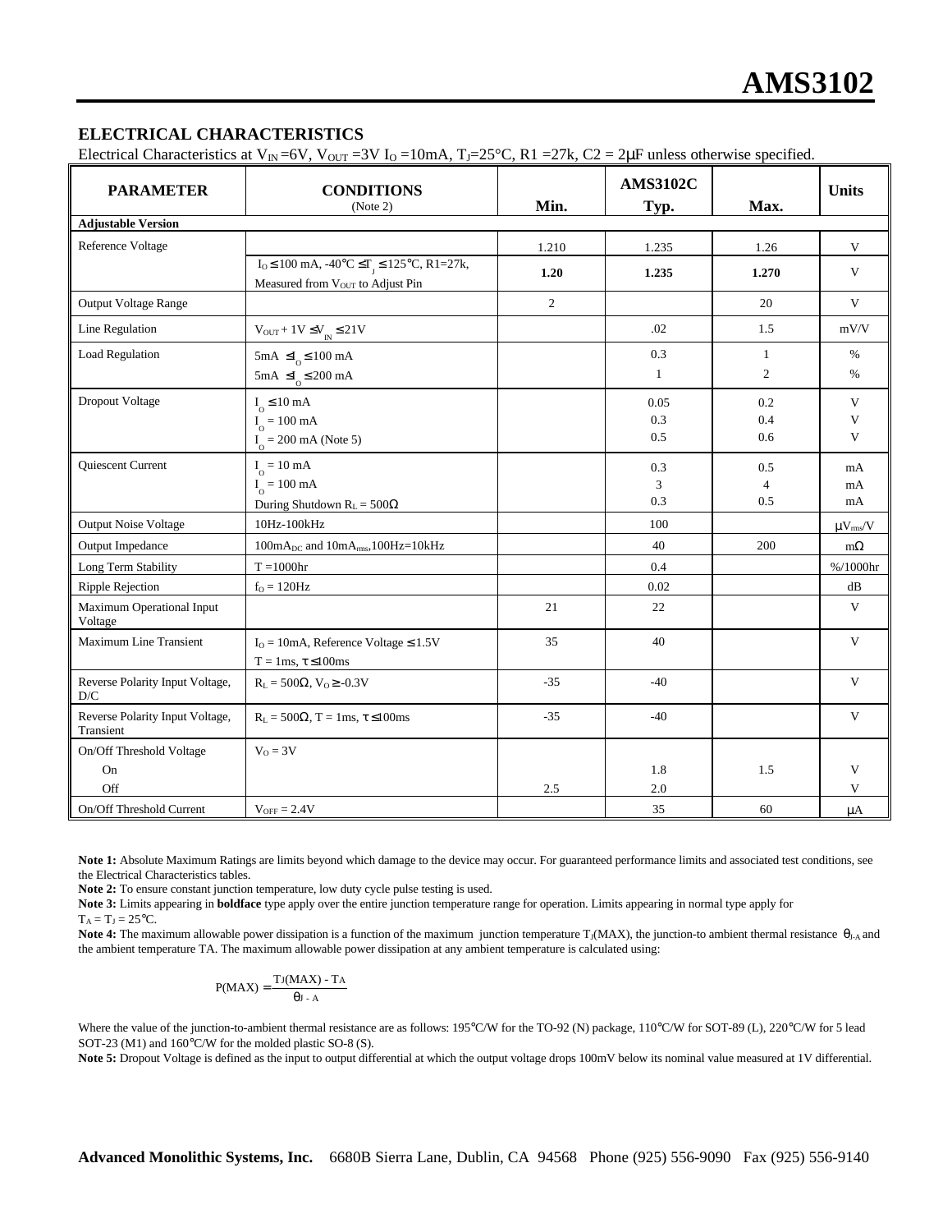## ELECTRICAL CHARACTERISTICS

Electrical Characteristics at $V_{IN}$ =6V, $V_{OUT}$ =3V $I_O$ =10mA, $T_J$=25°C, R1 =27k, C2 = 2μF unless otherwise specified.

| PARAMETER | CONDITIONS (Note 2) | Min. | AMS3102C Typ. | Max. | Units |
|---|---|---|---|---|---|
| **Adjustable Version** | | | | | |
| Reference Voltage | | 1.210 | 1.235 | 1.26 | V |
| | $I_O \leq 100$ mA, -40°C ≤ $T_J$ ≤ 125°C, R1=27k, Measured from $V_{OUT}$ to Adjust Pin | **1.20** | **1.235** | **1.270** | V |
| Output Voltage Range | | 2 | | 20 | V |
| Line Regulation | $V_{OUT}$ + 1V ≤ $V_{IN}$ ≤ 21V | | .02 | 1.5 | mV/V |
| Load Regulation | 5mA ≤ $I_O$ ≤ 100 mA<br>5mA ≤ $I_O$ ≤ 200 mA | | 0.3<br>1 | 1<br>2 | %<br>% |
| Dropout Voltage | $I_O$ ≤ 10 mA<br>$I_O$ = 100 mA<br>$I_O$ = 200 mA (Note 5) | | 0.05<br>0.3<br>0.5 | 0.2<br>0.4<br>0.6 | V<br>V<br>V |
| Quiescent Current | $I_O$ = 10 mA<br>$I_O$ = 100 mA<br>During Shutdown $R_L$ = 500Ω | | 0.3<br>3<br>0.3 | 0.5<br>4<br>0.5 | mA<br>mA<br>mA |
| Output Noise Voltage | 10Hz-100kHz | | 100 | | $\mu V_{rms}$/V |
| Output Impedance | $100mA_{DC}$ and $10mA_{rms}$,100Hz=10kHz | | 40 | 200 | mΩ |
| Long Term Stability | T =1000hr | | 0.4 | | %/1000hr |
| Ripple Rejection | $f_O$ = 120Hz | | 0.02 | | dB |
| Maximum Operational Input Voltage | | 21 | 22 | | V |
| Maximum Line Transient | $I_O$ = 10mA, Reference Voltage ≤ 1.5V<br>T = 1ms, τ ≤ 100ms | 35 | 40 | | V |
| Reverse Polarity Input Voltage, D/C | $R_L$ = 500Ω, $V_O$ ≥ -0.3V | -35 | -40 | | V |
| Reverse Polarity Input Voltage, Transient | $R_L$ = 500Ω, T = 1ms, τ ≤ 100ms | -35 | -40 | | V |
| On/Off Threshold Voltage<br>On<br>Off | $V_O$ = 3V | <br><br>2.5 | <br>1.8<br>2.0 | <br>1.5<br> | <br>V<br>V |
| On/Off Threshold Current | $V_{OFF}$ = 2.4V | | 35 | 60 | μA |

**Note 1:** Absolute Maximum Ratings are limits beyond which damage to the device may occur. For guaranteed performance limits and associated test conditions, see the Electrical Characteristics tables.

**Note 2:** To ensure constant junction temperature, low duty cycle pulse testing is used.

**Note 3:** Limits appearing in **boldface** type apply over the entire junction temperature range for operation. Limits appearing in normal type apply for $T_A = T_J = 25°C$.

**Note 4:** The maximum allowable power dissipation is a function of the maximum junction temperature $T_J$(MAX), the junction-to ambient thermal resistance $\theta_{J-A}$ and the ambient temperature TA. The maximum allowable power dissipation at any ambient temperature is calculated using:

$$P(MAX) = \frac{T_J(MAX) - T_A}{\theta_{J-A}}$$

Where the value of the junction-to-ambient thermal resistance are as follows: 195°C/W for the TO-92 (N) package, 110°C/W for SOT-89 (L), 220°C/W for 5 lead SOT-23 (M1) and 160°C/W for the molded plastic SO-8 (S).

**Note 5:** Dropout Voltage is defined as the input to output differential at which the output voltage drops 100mV below its nominal value measured at 1V differential.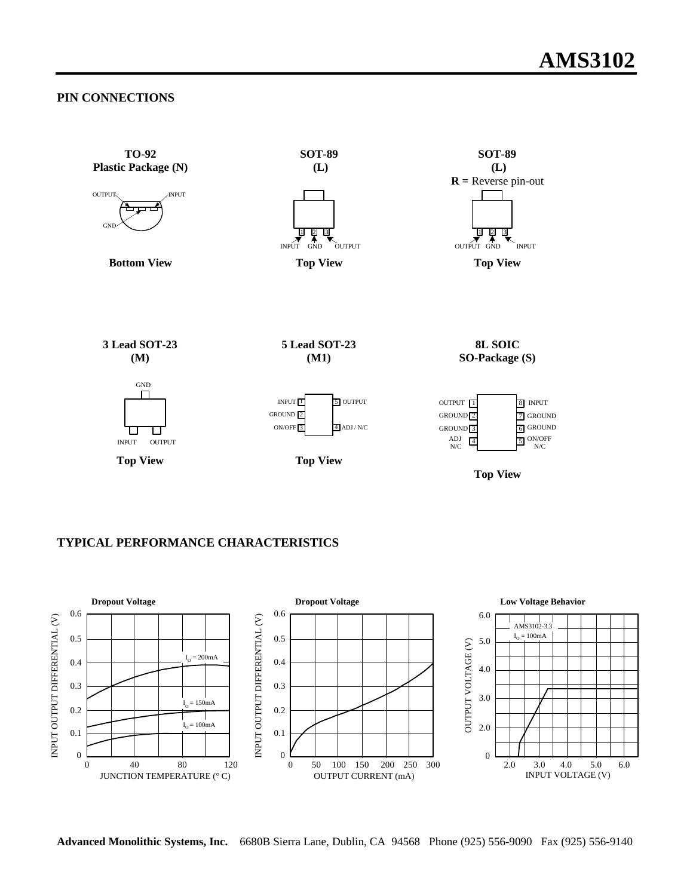## PIN CONNECTIONS

**TO-92**
**Plastic Package (N)**

OUTPUT INPUT

GND

**Bottom View**

**SOT-89**
**(L)**

1 2 3

INPUT GND OUTPUT

**Top View**

**SOT-89**
**(L)**
**R =** Reverse pin-out

1 2 3

OUTPUT GND INPUT

**Top View**

**3 Lead SOT-23**
**(M)**

GND

INPUT OUTPUT

**Top View**

**5 Lead SOT-23**
**(M1)**

INPUT 1 | 5 OUTPUT
GROUND 2 |
ON/OFF 3 | 4 ADJ / N/C

**Top View**

**8L SOIC**
**SO-Package (S)**

OUTPUT 1 | 8 INPUT
GROUND 2 | 7 GROUND
GROUND 3 | 6 GROUND
ADJ N/C 4 | 5 ON/OFF N/C

**Top View**

## TYPICAL PERFORMANCE CHARACTERISTICS

**Dropout Voltage**

INPUT OUTPUT DIFFERENTIAL (V) vs. JUNCTION TEMPERATURE (° C)

$I_O$ = 200mA
$I_O$ = 150mA
$I_O$ = 100mA

**Dropout Voltage**

INPUT OUTPUT DIFFERENTIAL (V) vs. OUTPUT CURRENT (mA)

**Low Voltage Behavior**

AMS3102-3.3
$I_O$ = 100mA

OUTPUT VOLTAGE (V) vs. INPUT VOLTAGE (V)

**Advanced Monolithic Systems, Inc.** 6680B Sierra Lane, Dublin, CA 94568 Phone (925) 556-9090 Fax (925) 556-9140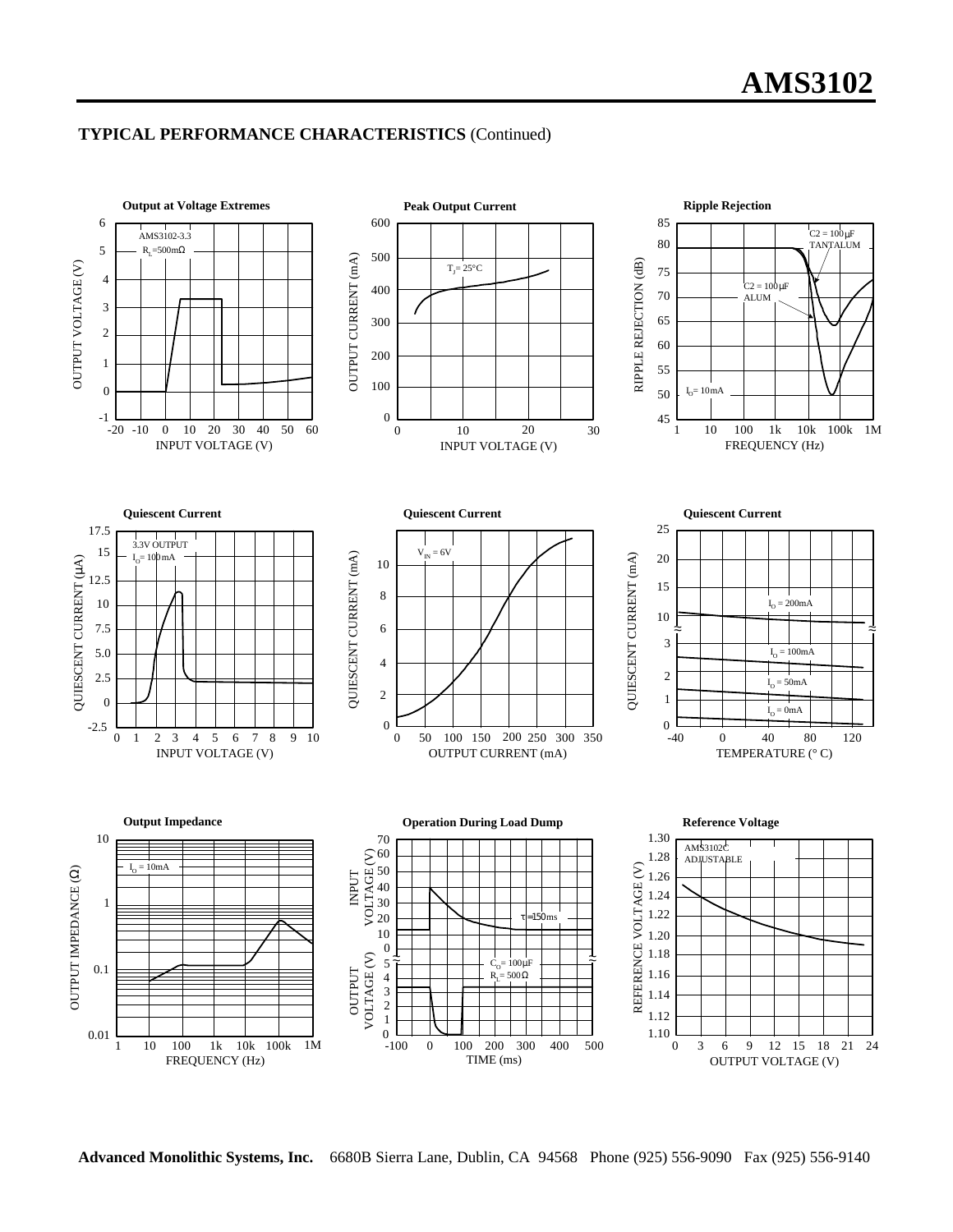## TYPICAL PERFORMANCE CHARACTERISTICS (Continued)

**Output at Voltage Extremes**

**Peak Output Current**

**Ripple Rejection**

**Quiescent Current**

**Quiescent Current**

**Quiescent Current**

**Output Impedance**

**Operation During Load Dump**

**Reference Voltage**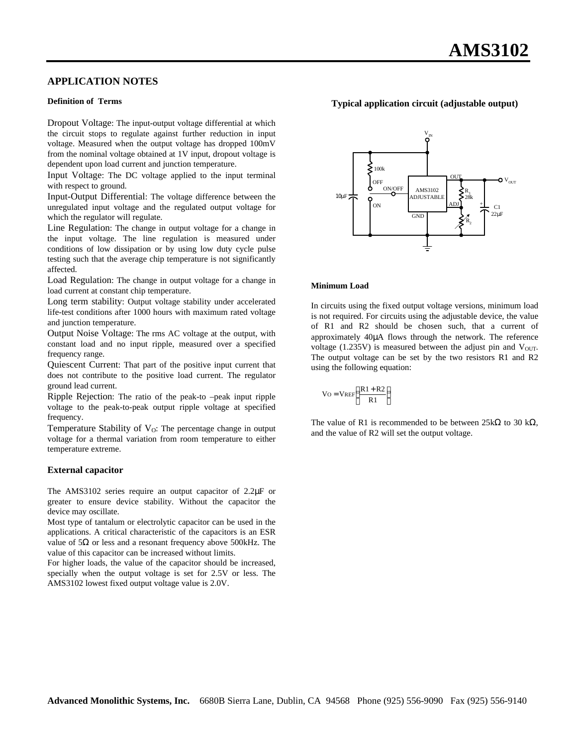## APPLICATION NOTES

**Definition of Terms**

Dropout Voltage: The input-output voltage differential at which the circuit stops to regulate against further reduction in input voltage. Measured when the output voltage has dropped 100mV from the nominal voltage obtained at 1V input, dropout voltage is dependent upon load current and junction temperature.

Input Voltage: The DC voltage applied to the input terminal with respect to ground.

Input-Output Differential: The voltage difference between the unregulated input voltage and the regulated output voltage for which the regulator will regulate.

Line Regulation: The change in output voltage for a change in the input voltage. The line regulation is measured under conditions of low dissipation or by using low duty cycle pulse testing such that the average chip temperature is not significantly affected.

Load Regulation: The change in output voltage for a change in load current at constant chip temperature.

Long term stability: Output voltage stability under accelerated life-test conditions after 1000 hours with maximum rated voltage and junction temperature.

Output Noise Voltage: The rms AC voltage at the output, with constant load and no input ripple, measured over a specified frequency range.

Quiescent Current: That part of the positive input current that does not contribute to the positive load current. The regulator ground lead current.

Ripple Rejection: The ratio of the peak-to –peak input ripple voltage to the peak-to-peak output ripple voltage at specified frequency.

Temperature Stability of $V_O$: The percentage change in output voltage for a thermal variation from room temperature to either temperature extreme.

### External capacitor

The AMS3102 series require an output capacitor of 2.2µF or greater to ensure device stability. Without the capacitor the device may oscillate.

Most type of tantalum or electrolytic capacitor can be used in the applications. A critical characteristic of the capacitors is an ESR value of 5Ω or less and a resonant frequency above 500kHz. The value of this capacitor can be increased without limits.

For higher loads, the value of the capacitor should be increased, specially when the output voltage is set for 2.5V or less. The AMS3102 lowest fixed output voltage value is 2.0V.

**Typical application circuit (adjustable output)**

$V_{IN}$ — 100k — OFF / ON/OFF / ON — 10µF — AMS3102 ADJUSTABLE (OUT, ADJ, GND) — $R_1$ 28k — $R_2$ — C1 22µF — $V_{OUT}$

**Minimum Load**

In circuits using the fixed output voltage versions, minimum load is not required. For circuits using the adjustable device, the value of R1 and R2 should be chosen such, that a current of approximately 40µA flows through the network. The reference voltage (1.235V) is measured between the adjust pin and $V_{OUT}$. The output voltage can be set by the two resistors R1 and R2 using the following equation:

$$V_O = V_{REF}\left(\frac{R1 + R2}{R1}\right)$$

The value of R1 is recommended to be between 25kΩ to 30 kΩ, and the value of R2 will set the output voltage.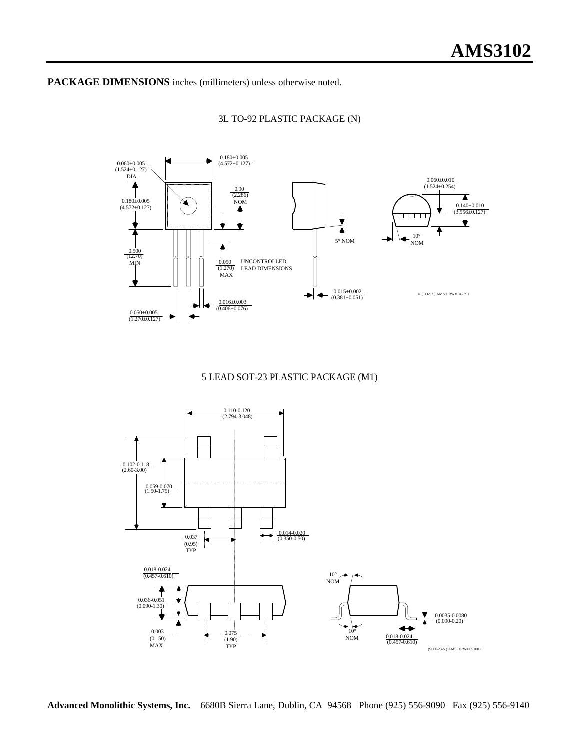**PACKAGE DIMENSIONS** inches (millimeters) unless otherwise noted.

3L TO-92 PLASTIC PACKAGE (N)

0.060±0.005 (1.524±0.127) DIA

0.180±0.005 (4.572±0.127)

0.180±0.005 (4.572±0.127)

0.90 (2.286) NOM

0.500 (12.70) MIN

0.050 (1.270) MAX

UNCONTROLLED LEAD DIMENSIONS

0.016±0.003 (0.406±0.076)

0.050±0.005 (1.270±0.127)

5° NOM

0.015±0.002 (0.381±0.051)

0.060±0.010 (1.524±0.254)

0.140±0.010 (3.556±0.127)

10° NOM

N (TO-92 ) AMS DRW# 042391

5 LEAD SOT-23 PLASTIC PACKAGE (M1)

0.110-0.120 (2.794-3.048)

0.102-0.118 (2.60-3.00)

0.059-0.070 (1.50-1.75)

0.037 (0.95) TYP

0.014-0.020 (0.350-0.50)

0.018-0.024 (0.457-0.610)

0.036-0.051 (0.090-1.30)

0.003 (0.150) MAX

0.075 (1.90) TYP

10° NOM

10° NOM

0.0035-0.0080 (0.090-0.20)

0.018-0.024 (0.457-0.610)

(SOT-23-5 ) AMS DRW# 051001

**Advanced Monolithic Systems, Inc.** 6680B Sierra Lane, Dublin, CA 94568 Phone (925) 556-9090 Fax (925) 556-9140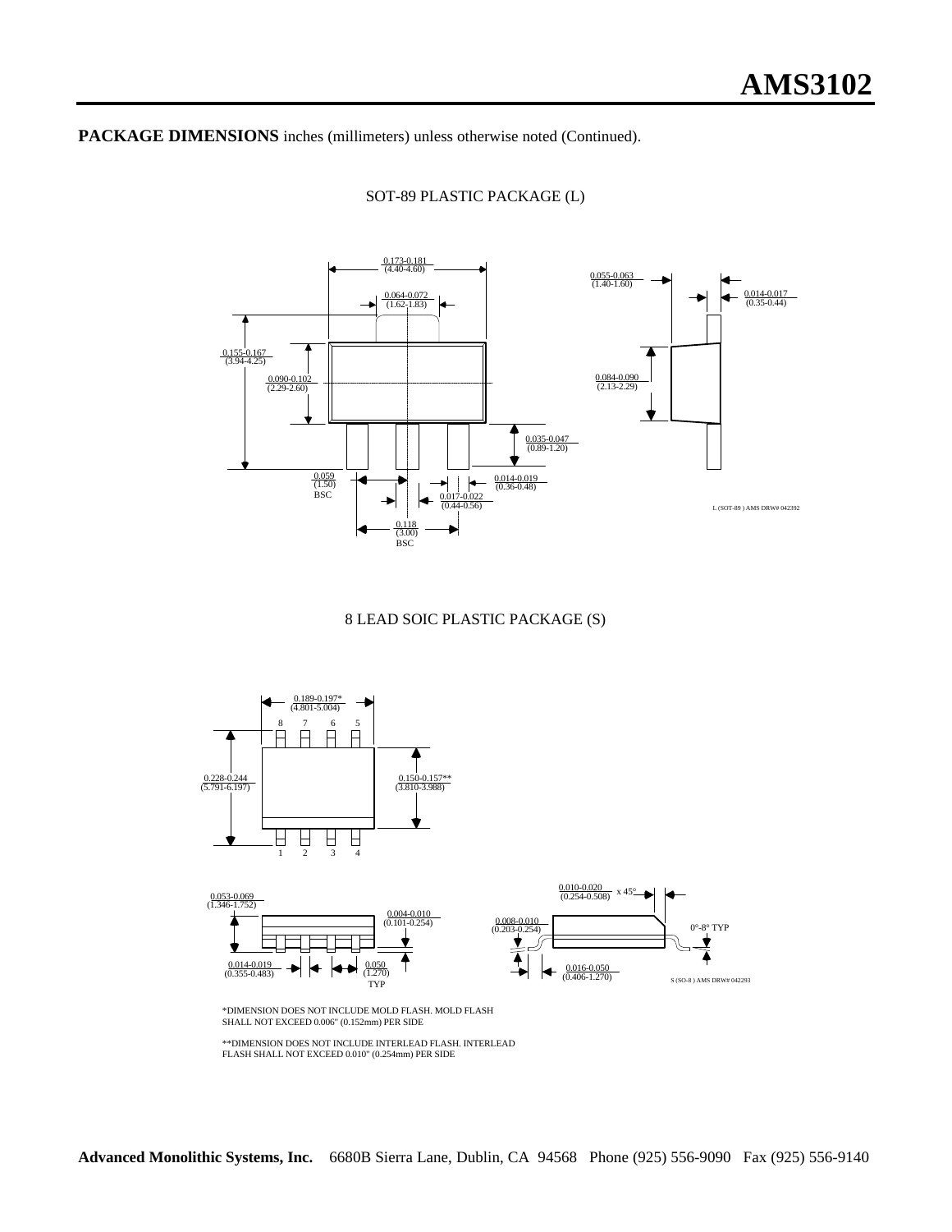**PACKAGE DIMENSIONS** inches (millimeters) unless otherwise noted (Continued).

SOT-89 PLASTIC PACKAGE (L)

0.173-0.181
(4.40-4.60)

0.064-0.072
(1.62-1.83)

0.155-0.167
(3.94-4.25)

0.090-0.102
(2.29-2.60)

0.035-0.047
(0.89-1.20)

0.059
(1.50)
BSC

0.014-0.019
(0.36-0.48)

0.017-0.022
(0.44-0.56)

0.118
(3.00)
BSC

0.055-0.063
(1.40-1.60)

0.014-0.017
(0.35-0.44)

0.084-0.090
(2.13-2.29)

L (SOT-89 ) AMS DRW# 042392

8 LEAD SOIC PLASTIC PACKAGE (S)

0.189-0.197*
(4.801-5.004)

8 7 6 5

1 2 3 4

0.228-0.244
(5.791-6.197)

0.150-0.157**
(3.810-3.988)

0.053-0.069
(1.346-1.752)

0.004-0.010
(0.101-0.254)

0.014-0.019
(0.355-0.483)

0.050
(1.270)
TYP

0.010-0.020
(0.254-0.508) x 45°

0.008-0.010
(0.203-0.254)

0°-8° TYP

0.016-0.050
(0.406-1.270)

S (SO-8 ) AMS DRW# 042293

*DIMENSION DOES NOT INCLUDE MOLD FLASH. MOLD FLASH SHALL NOT EXCEED 0.006" (0.152mm) PER SIDE

**DIMENSION DOES NOT INCLUDE INTERLEAD FLASH. INTERLEAD FLASH SHALL NOT EXCEED 0.010" (0.254mm) PER SIDE

**Advanced Monolithic Systems, Inc.** 6680B Sierra Lane, Dublin, CA 94568 Phone (925) 556-9090 Fax (925) 556-9140